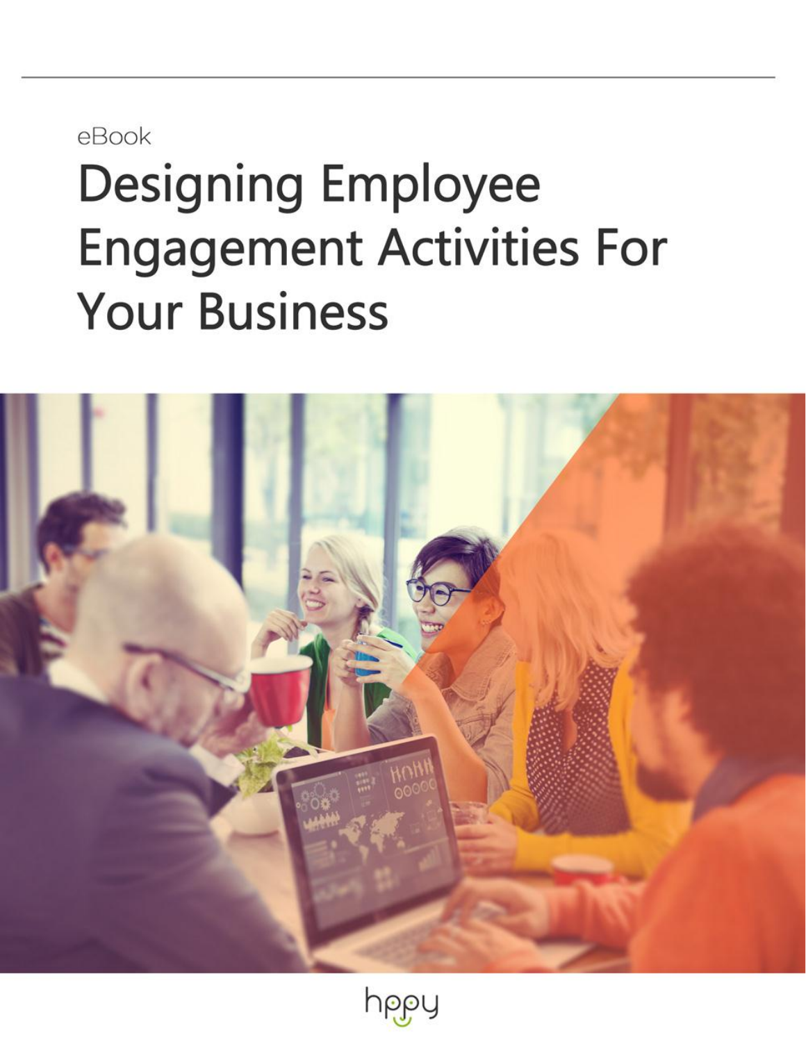eBook

# Designing Employee Engagement Activities For Your Business

hppy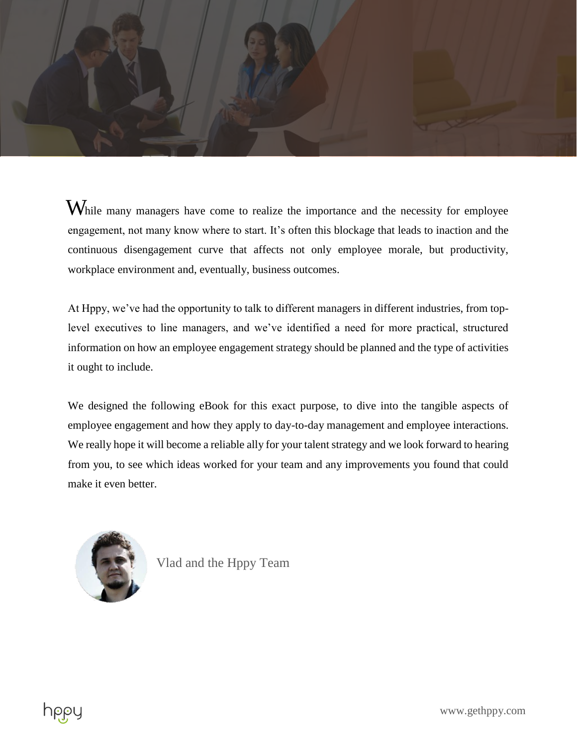While many managers have come to realize the importance and the necessity for employee engagement, not many know where to start. It's often this blockage that leads to inaction and the continuous disengagement curve that affects not only employee morale, but productivity, workplace environment and, eventually, business outcomes.

At Hppy, we've had the opportunity to talk to different managers in different industries, from top-level executives to line managers, and we've identified a need for more practical, structured information on how an employee engagement strategy should be planned and the type of activities it ought to include.

We designed the following eBook for this exact purpose, to dive into the tangible aspects of employee engagement and how they apply to day-to-day management and employee interactions. We really hope it will become a reliable ally for your talent strategy and we look forward to hearing from you, to see which ideas worked for your team and any improvements you found that could make it even better.

Vlad and the Hppy Team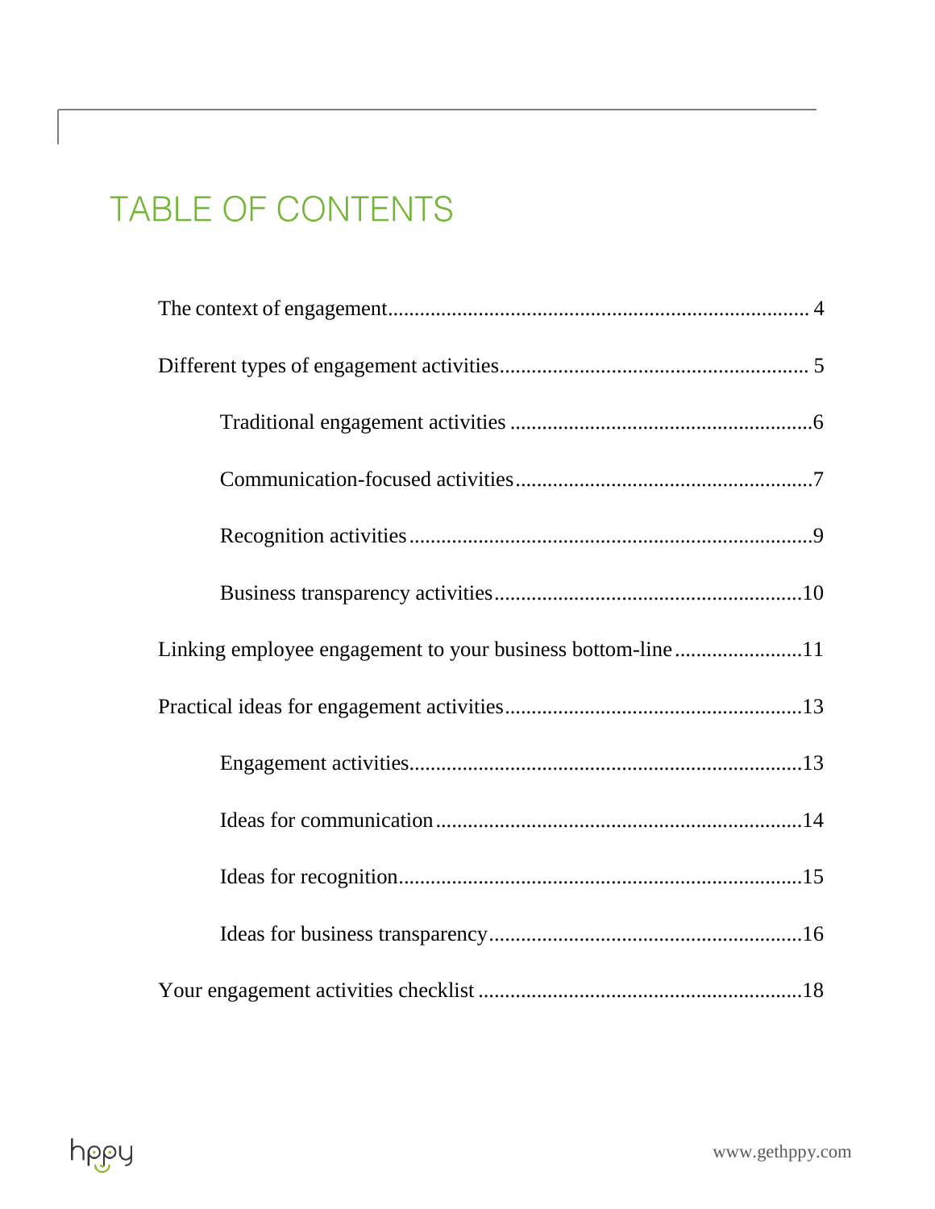# TABLE OF CONTENTS

The context of engagement.............................................................................. 4

Different types of engagement activities......................................................... 5

- Traditional engagement activities ........................................................6
- Communication-focused activities.......................................................7
- Recognition activities...........................................................................9
- Business transparency activities..........................................................10

Linking employee engagement to your business bottom-line........................11

Practical ideas for engagement activities.......................................................13

- Engagement activities.........................................................................13
- Ideas for communication....................................................................14
- Ideas for recognition...........................................................................15
- Ideas for business transparency..........................................................16

Your engagement activities checklist.............................................................18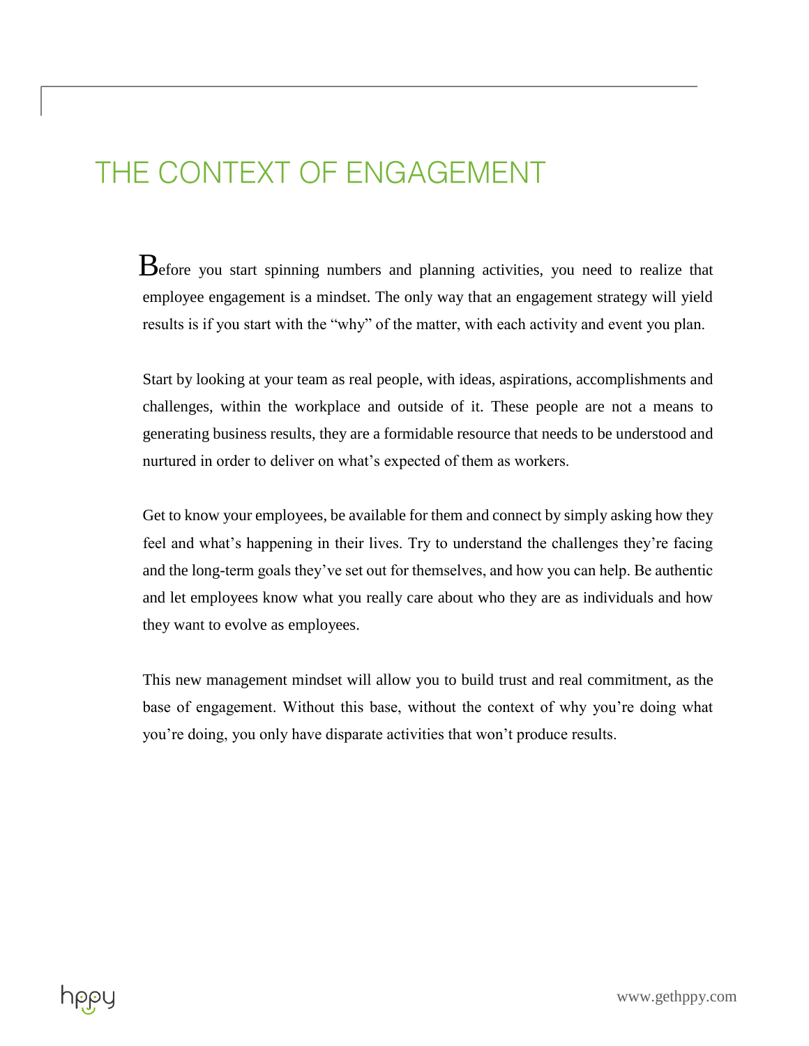# THE CONTEXT OF ENGAGEMENT

Before you start spinning numbers and planning activities, you need to realize that employee engagement is a mindset. The only way that an engagement strategy will yield results is if you start with the "why" of the matter, with each activity and event you plan.

Start by looking at your team as real people, with ideas, aspirations, accomplishments and challenges, within the workplace and outside of it. These people are not a means to generating business results, they are a formidable resource that needs to be understood and nurtured in order to deliver on what's expected of them as workers.

Get to know your employees, be available for them and connect by simply asking how they feel and what's happening in their lives. Try to understand the challenges they're facing and the long-term goals they've set out for themselves, and how you can help. Be authentic and let employees know what you really care about who they are as individuals and how they want to evolve as employees.

This new management mindset will allow you to build trust and real commitment, as the base of engagement. Without this base, without the context of why you're doing what you're doing, you only have disparate activities that won't produce results.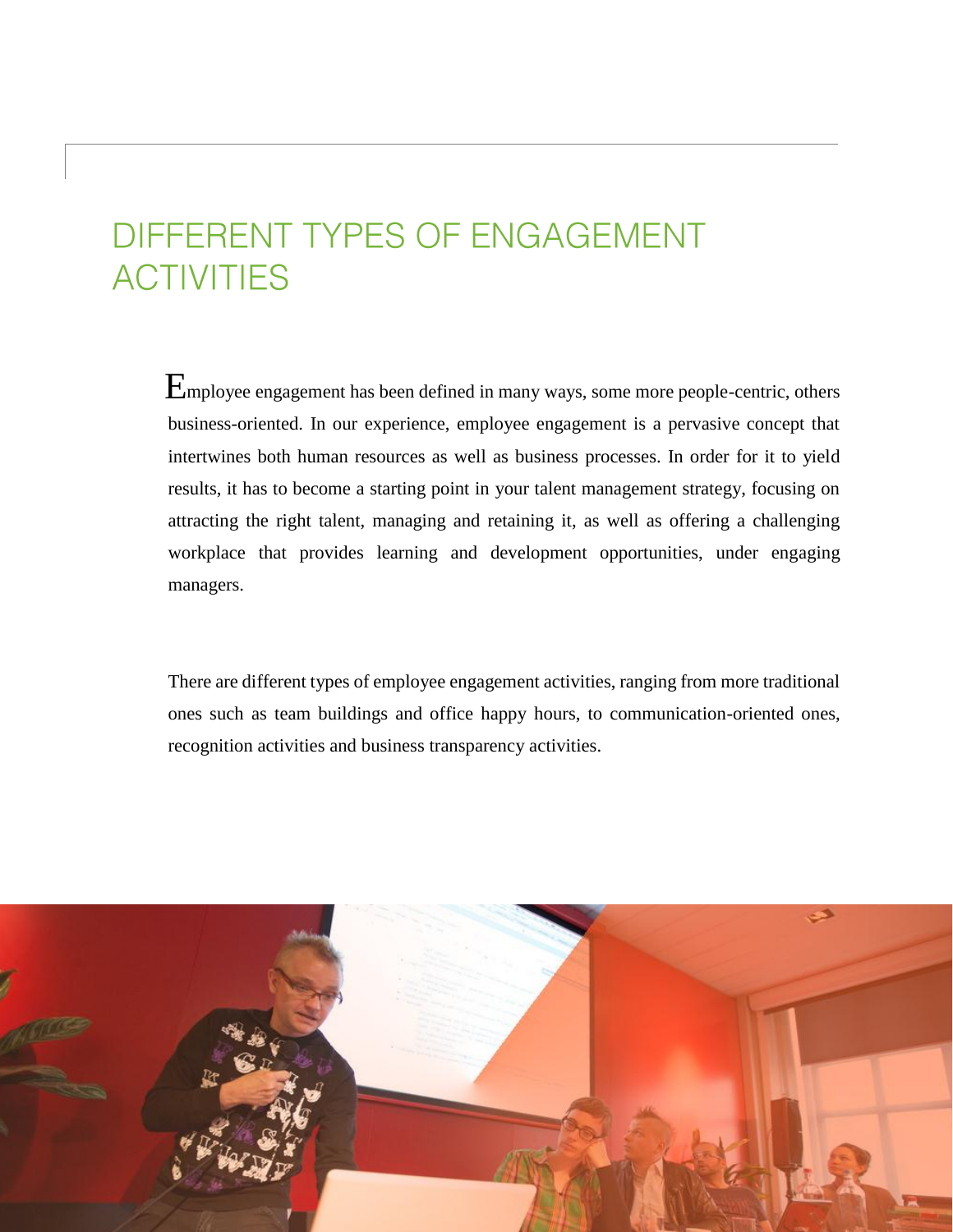# DIFFERENT TYPES OF ENGAGEMENT ACTIVITIES

Employee engagement has been defined in many ways, some more people-centric, others business-oriented. In our experience, employee engagement is a pervasive concept that intertwines both human resources as well as business processes. In order for it to yield results, it has to become a starting point in your talent management strategy, focusing on attracting the right talent, managing and retaining it, as well as offering a challenging workplace that provides learning and development opportunities, under engaging managers.

There are different types of employee engagement activities, ranging from more traditional ones such as team buildings and office happy hours, to communication-oriented ones, recognition activities and business transparency activities.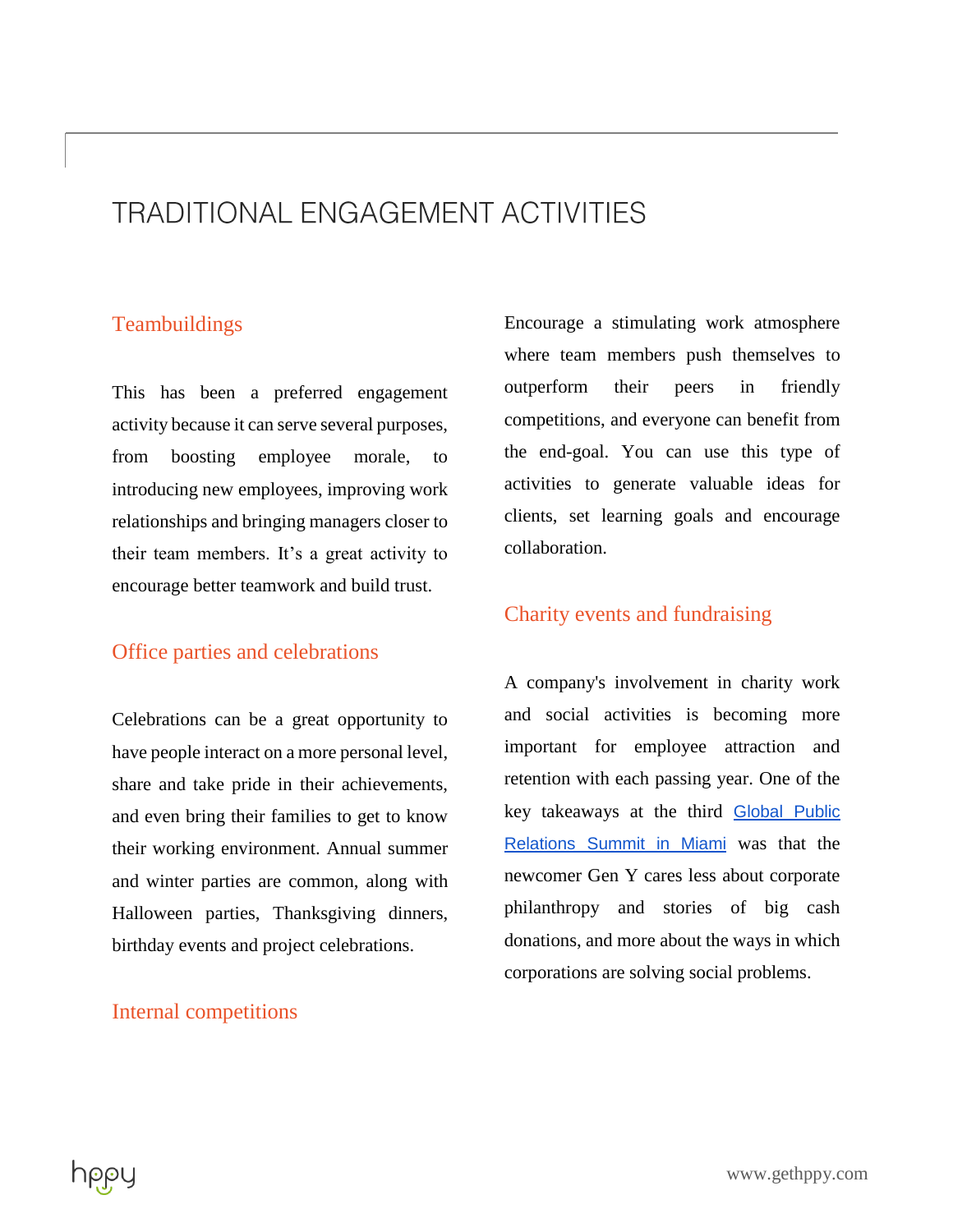# TRADITIONAL ENGAGEMENT ACTIVITIES

## Teambuildings

This has been a preferred engagement activity because it can serve several purposes, from boosting employee morale, to introducing new employees, improving work relationships and bringing managers closer to their team members. It's a great activity to encourage better teamwork and build trust.

## Office parties and celebrations

Celebrations can be a great opportunity to have people interact on a more personal level, share and take pride in their achievements, and even bring their families to get to know their working environment. Annual summer and winter parties are common, along with Halloween parties, Thanksgiving dinners, birthday events and project celebrations.

## Internal competitions

Encourage a stimulating work atmosphere where team members push themselves to outperform their peers in friendly competitions, and everyone can benefit from the end-goal. You can use this type of activities to generate valuable ideas for clients, set learning goals and encourage collaboration.

## Charity events and fundraising

A company's involvement in charity work and social activities is becoming more important for employee attraction and retention with each passing year. One of the key takeaways at the third Global Public Relations Summit in Miami was that the newcomer Gen Y cares less about corporate philanthropy and stories of big cash donations, and more about the ways in which corporations are solving social problems.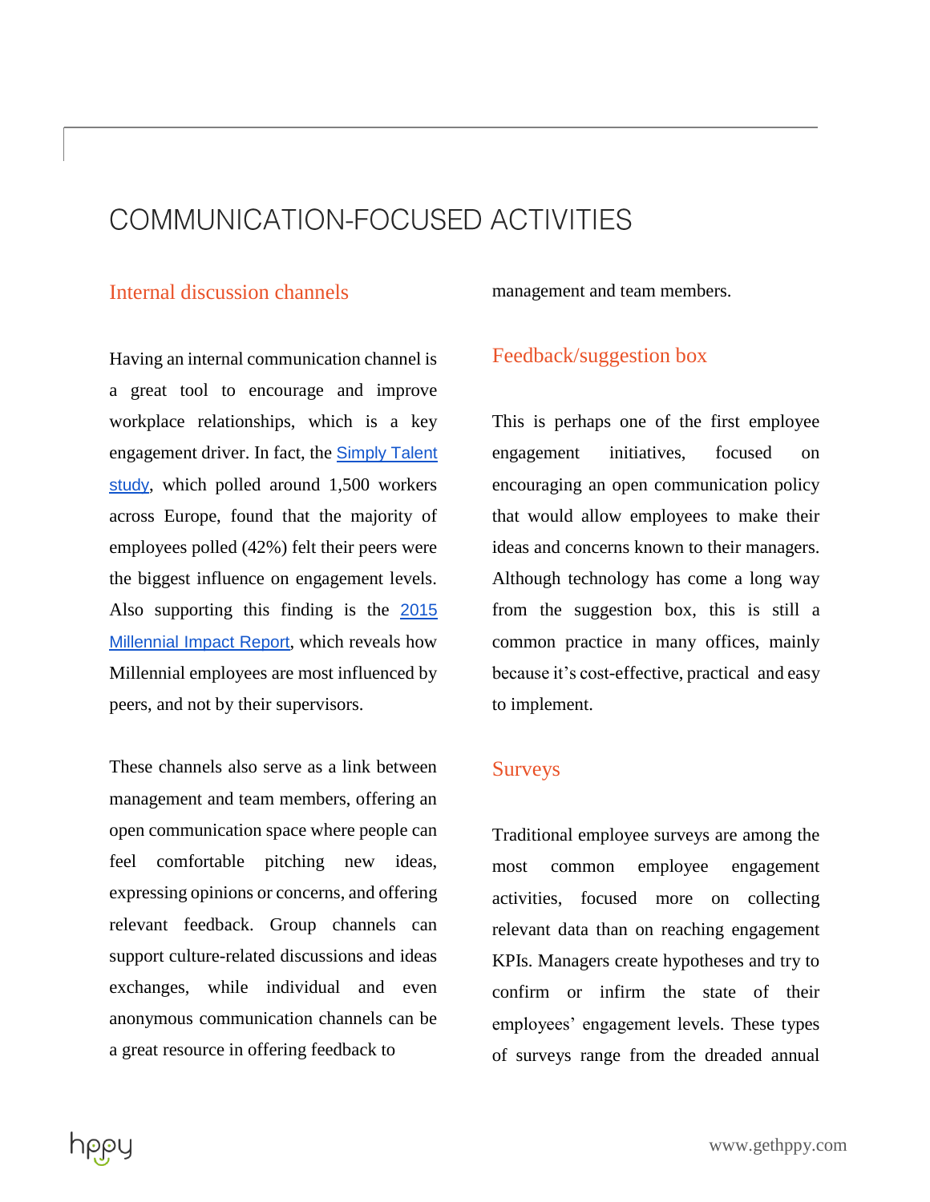# COMMUNICATION-FOCUSED ACTIVITIES

## Internal discussion channels

Having an internal communication channel is a great tool to encourage and improve workplace relationships, which is a key engagement driver. In fact, the Simply Talent study, which polled around 1,500 workers across Europe, found that the majority of employees polled (42%) felt their peers were the biggest influence on engagement levels. Also supporting this finding is the 2015 Millennial Impact Report, which reveals how Millennial employees are most influenced by peers, and not by their supervisors.

These channels also serve as a link between management and team members, offering an open communication space where people can feel comfortable pitching new ideas, expressing opinions or concerns, and offering relevant feedback. Group channels can support culture-related discussions and ideas exchanges, while individual and even anonymous communication channels can be a great resource in offering feedback to management and team members.

## Feedback/suggestion box

This is perhaps one of the first employee engagement initiatives, focused on encouraging an open communication policy that would allow employees to make their ideas and concerns known to their managers. Although technology has come a long way from the suggestion box, this is still a common practice in many offices, mainly because it's cost-effective, practical and easy to implement.

## Surveys

Traditional employee surveys are among the most common employee engagement activities, focused more on collecting relevant data than on reaching engagement KPIs. Managers create hypotheses and try to confirm or infirm the state of their employees' engagement levels. These types of surveys range from the dreaded annual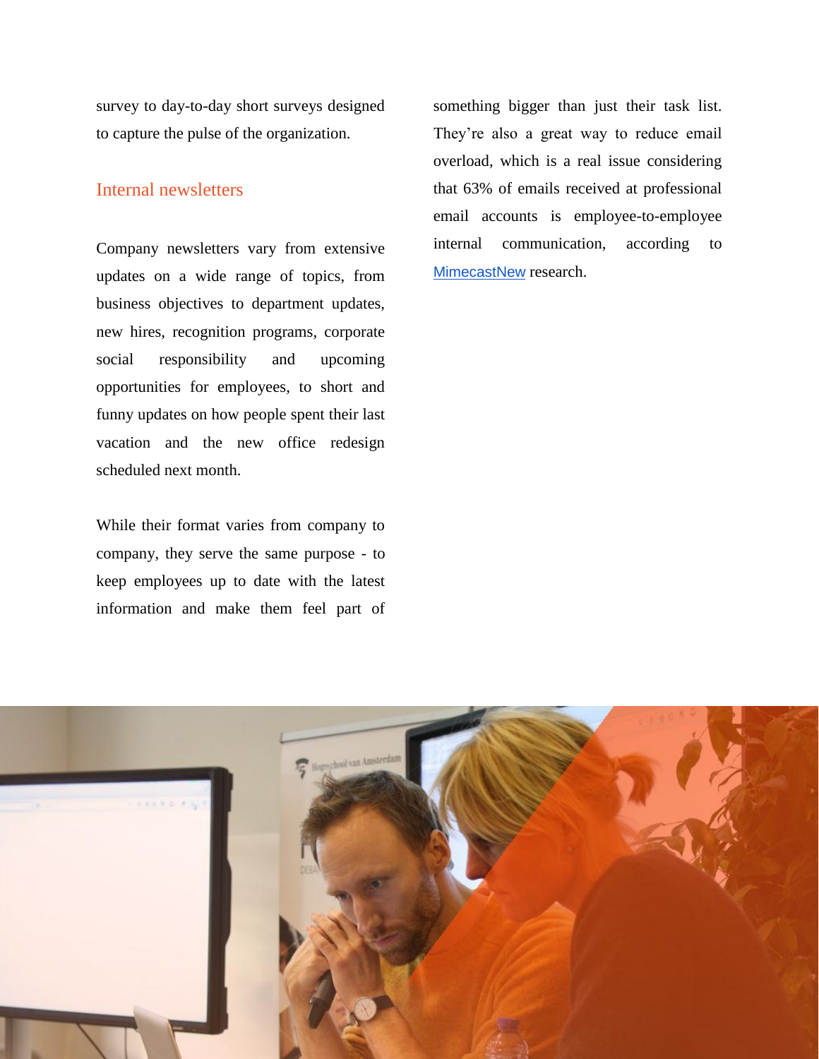survey to day-to-day short surveys designed to capture the pulse of the organization.

## Internal newsletters

Company newsletters vary from extensive updates on a wide range of topics, from business objectives to department updates, new hires, recognition programs, corporate social responsibility and upcoming opportunities for employees, to short and funny updates on how people spent their last vacation and the new office redesign scheduled next month.

While their format varies from company to company, they serve the same purpose - to keep employees up to date with the latest information and make them feel part of something bigger than just their task list. They're also a great way to reduce email overload, which is a real issue considering that 63% of emails received at professional email accounts is employee-to-employee internal communication, according to MimecastNew research.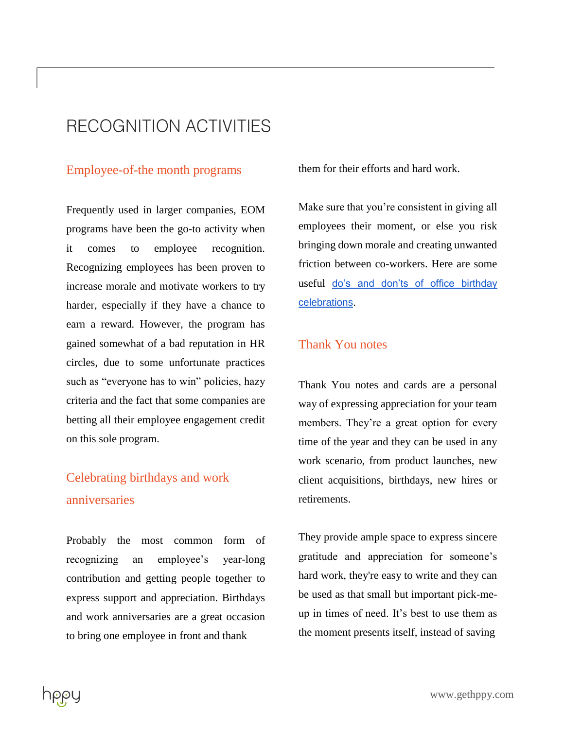# RECOGNITION ACTIVITIES

## Employee-of-the month programs

Frequently used in larger companies, EOM programs have been the go-to activity when it comes to employee recognition. Recognizing employees has been proven to increase morale and motivate workers to try harder, especially if they have a chance to earn a reward. However, the program has gained somewhat of a bad reputation in HR circles, due to some unfortunate practices such as "everyone has to win" policies, hazy criteria and the fact that some companies are betting all their employee engagement credit on this sole program.

## Celebrating birthdays and work anniversaries

Probably the most common form of recognizing an employee's year-long contribution and getting people together to express support and appreciation. Birthdays and work anniversaries are a great occasion to bring one employee in front and thank them for their efforts and hard work.

Make sure that you're consistent in giving all employees their moment, or else you risk bringing down morale and creating unwanted friction between co-workers. Here are some useful [do's and don'ts of office birthday celebrations](do's and don'ts of office birthday celebrations).

## Thank You notes

Thank You notes and cards are a personal way of expressing appreciation for your team members. They're a great option for every time of the year and they can be used in any work scenario, from product launches, new client acquisitions, birthdays, new hires or retirements.

They provide ample space to express sincere gratitude and appreciation for someone's hard work, they're easy to write and they can be used as that small but important pick-me-up in times of need. It's best to use them as the moment presents itself, instead of saving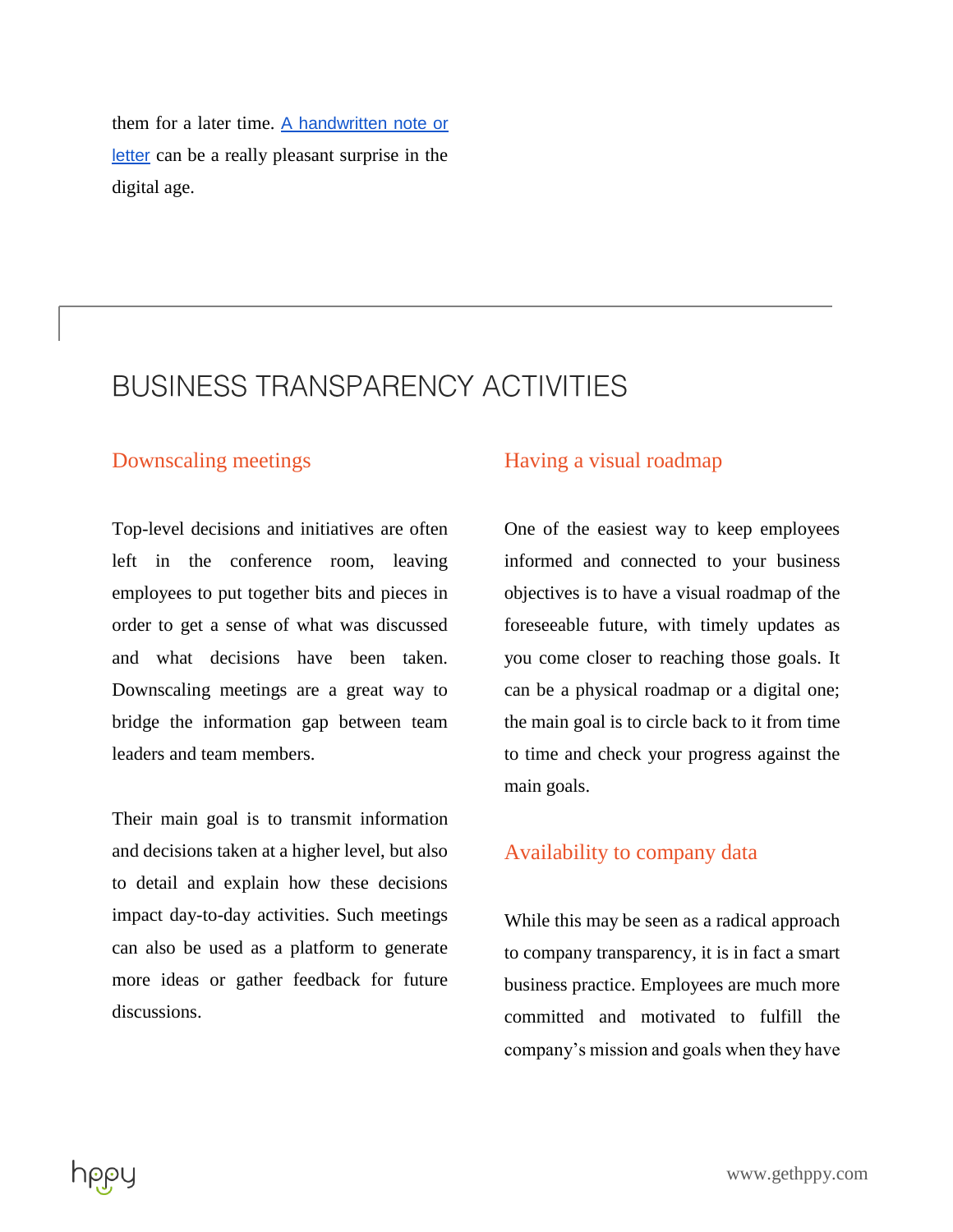them for a later time. A handwritten note or letter can be a really pleasant surprise in the digital age.

## BUSINESS TRANSPARENCY ACTIVITIES

### Downscaling meetings

Top-level decisions and initiatives are often left in the conference room, leaving employees to put together bits and pieces in order to get a sense of what was discussed and what decisions have been taken. Downscaling meetings are a great way to bridge the information gap between team leaders and team members.

Their main goal is to transmit information and decisions taken at a higher level, but also to detail and explain how these decisions impact day-to-day activities. Such meetings can also be used as a platform to generate more ideas or gather feedback for future discussions.

### Having a visual roadmap

One of the easiest way to keep employees informed and connected to your business objectives is to have a visual roadmap of the foreseeable future, with timely updates as you come closer to reaching those goals. It can be a physical roadmap or a digital one; the main goal is to circle back to it from time to time and check your progress against the main goals.

### Availability to company data

While this may be seen as a radical approach to company transparency, it is in fact a smart business practice. Employees are much more committed and motivated to fulfill the company's mission and goals when they have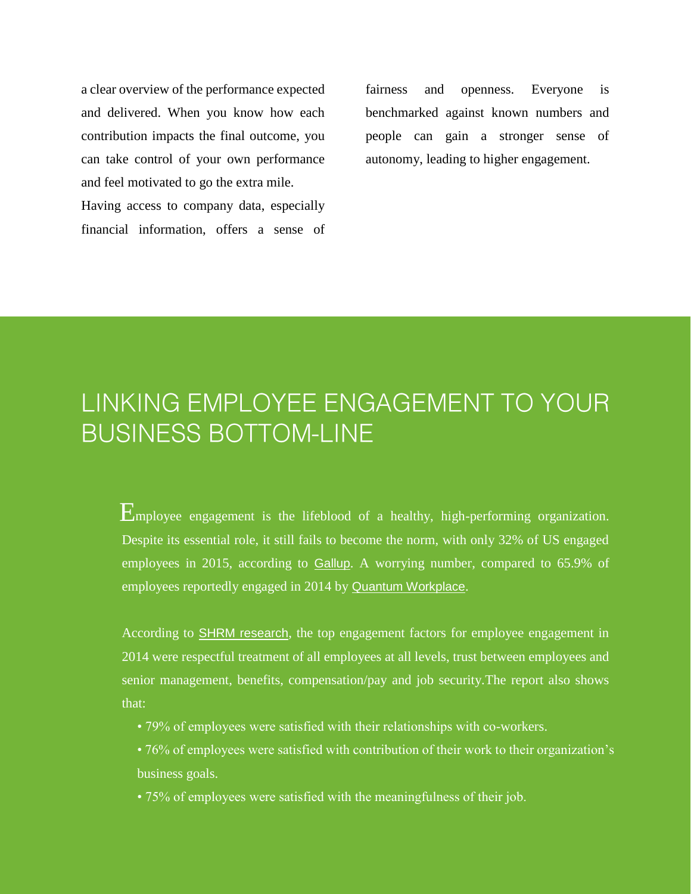a clear overview of the performance expected and delivered. When you know how each contribution impacts the final outcome, you can take control of your own performance and feel motivated to go the extra mile.

Having access to company data, especially financial information, offers a sense of fairness and openness. Everyone is benchmarked against known numbers and people can gain a stronger sense of autonomy, leading to higher engagement.

# LINKING EMPLOYEE ENGAGEMENT TO YOUR BUSINESS BOTTOM-LINE

Employee engagement is the lifeblood of a healthy, high-performing organization. Despite its essential role, it still fails to become the norm, with only 32% of US engaged employees in 2015, according to Gallup. A worrying number, compared to 65.9% of employees reportedly engaged in 2014 by Quantum Workplace.

According to SHRM research, the top engagement factors for employee engagement in 2014 were respectful treatment of all employees at all levels, trust between employees and senior management, benefits, compensation/pay and job security.The report also shows that:

- 79% of employees were satisfied with their relationships with co-workers.
- 76% of employees were satisfied with contribution of their work to their organization's business goals.
- 75% of employees were satisfied with the meaningfulness of their job.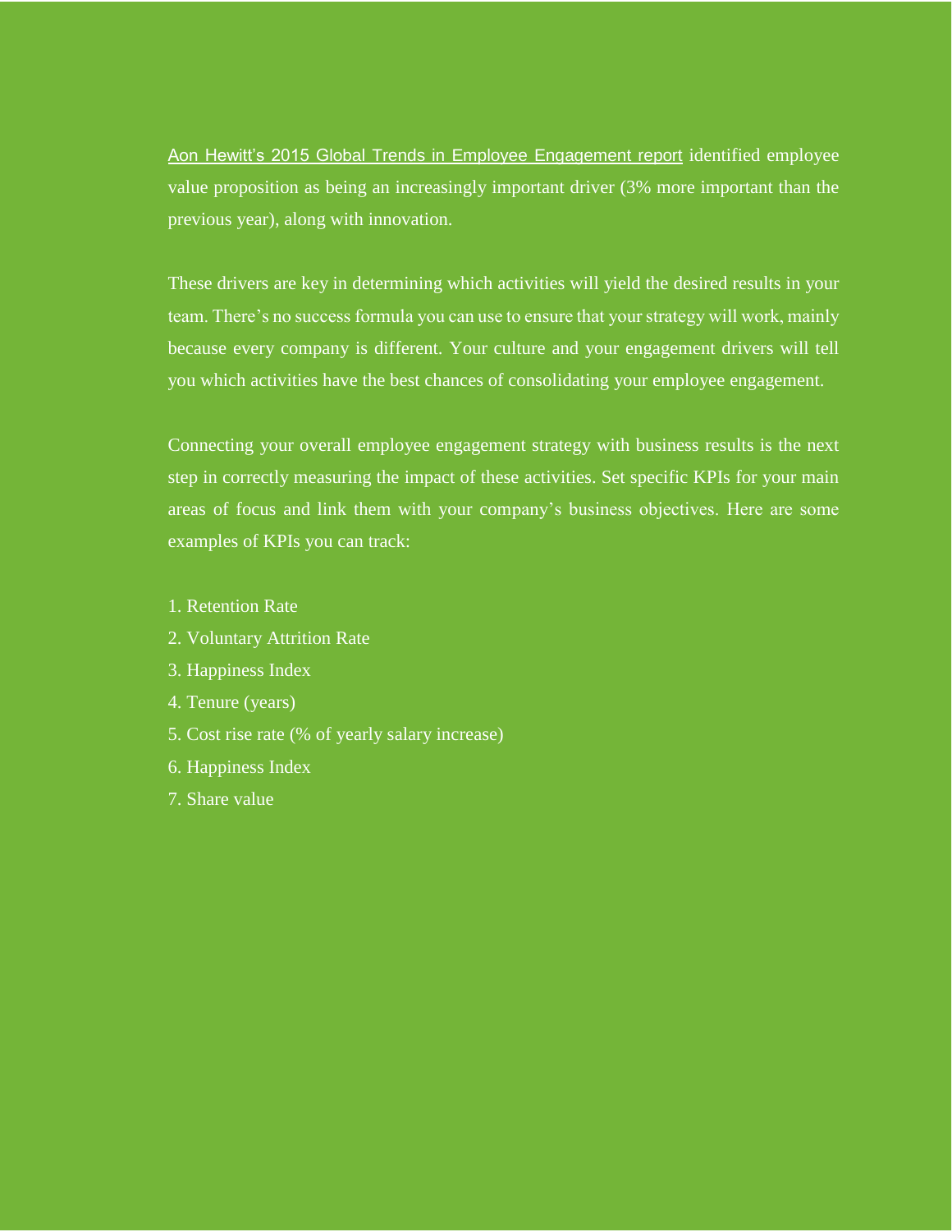Aon Hewitt's 2015 Global Trends in Employee Engagement report identified employee value proposition as being an increasingly important driver (3% more important than the previous year), along with innovation.

These drivers are key in determining which activities will yield the desired results in your team. There's no success formula you can use to ensure that your strategy will work, mainly because every company is different. Your culture and your engagement drivers will tell you which activities have the best chances of consolidating your employee engagement.

Connecting your overall employee engagement strategy with business results is the next step in correctly measuring the impact of these activities. Set specific KPIs for your main areas of focus and link them with your company's business objectives. Here are some examples of KPIs you can track:

1. Retention Rate
2. Voluntary Attrition Rate
3. Happiness Index
4. Tenure (years)
5. Cost rise rate (% of yearly salary increase)
6. Happiness Index
7. Share value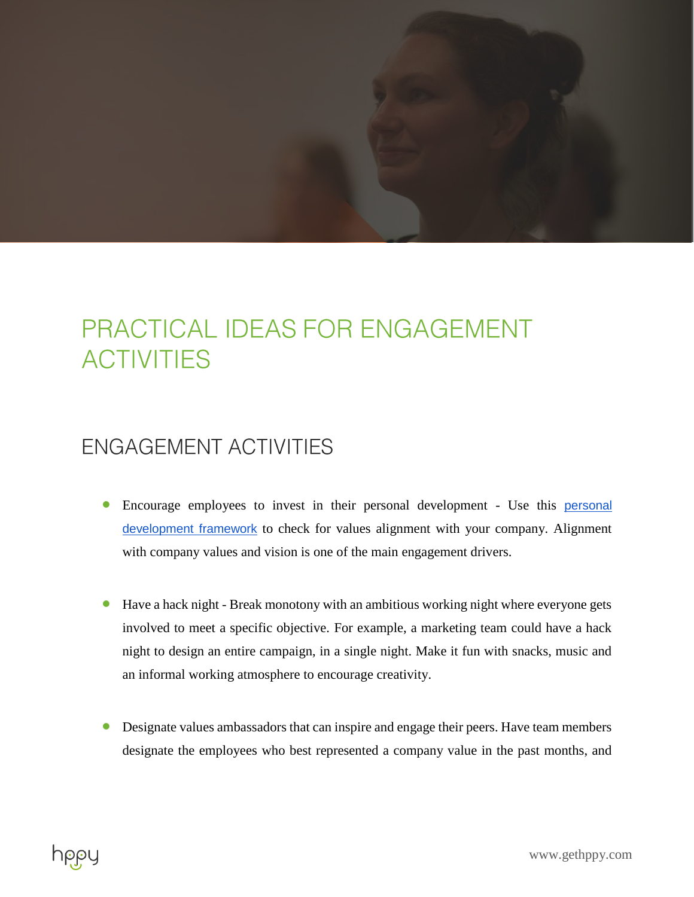# PRACTICAL IDEAS FOR ENGAGEMENT ACTIVITIES

## ENGAGEMENT ACTIVITIES

- Encourage employees to invest in their personal development - Use this [personal development framework] to check for values alignment with your company. Alignment with company values and vision is one of the main engagement drivers.

- Have a hack night - Break monotony with an ambitious working night where everyone gets involved to meet a specific objective. For example, a marketing team could have a hack night to design an entire campaign, in a single night. Make it fun with snacks, music and an informal working atmosphere to encourage creativity.

- Designate values ambassadors that can inspire and engage their peers. Have team members designate the employees who best represented a company value in the past months, and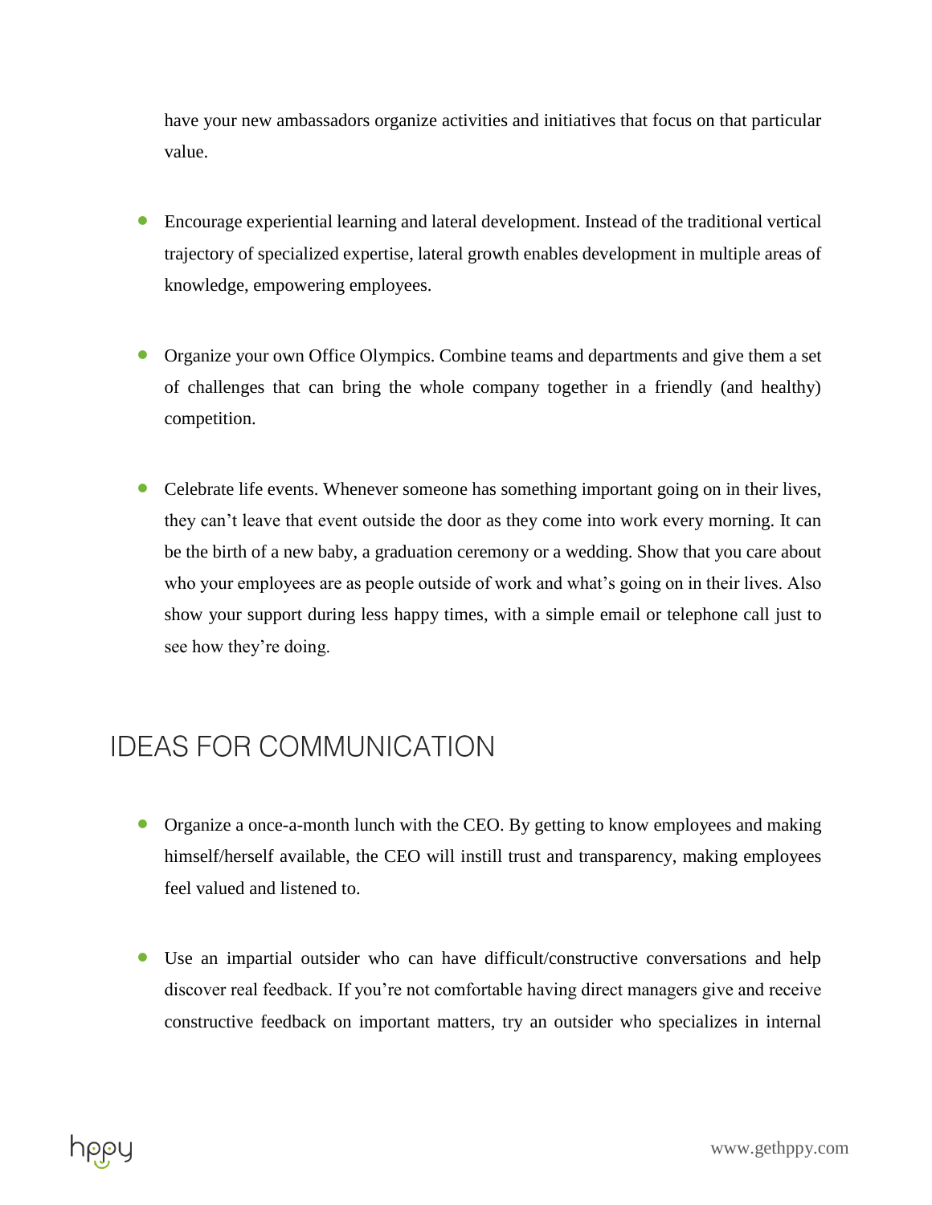have your new ambassadors organize activities and initiatives that focus on that particular value.

- Encourage experiential learning and lateral development. Instead of the traditional vertical trajectory of specialized expertise, lateral growth enables development in multiple areas of knowledge, empowering employees.

- Organize your own Office Olympics. Combine teams and departments and give them a set of challenges that can bring the whole company together in a friendly (and healthy) competition.

- Celebrate life events. Whenever someone has something important going on in their lives, they can't leave that event outside the door as they come into work every morning. It can be the birth of a new baby, a graduation ceremony or a wedding. Show that you care about who your employees are as people outside of work and what's going on in their lives. Also show your support during less happy times, with a simple email or telephone call just to see how they're doing.

## IDEAS FOR COMMUNICATION

- Organize a once-a-month lunch with the CEO. By getting to know employees and making himself/herself available, the CEO will instill trust and transparency, making employees feel valued and listened to.

- Use an impartial outsider who can have difficult/constructive conversations and help discover real feedback. If you're not comfortable having direct managers give and receive constructive feedback on important matters, try an outsider who specializes in internal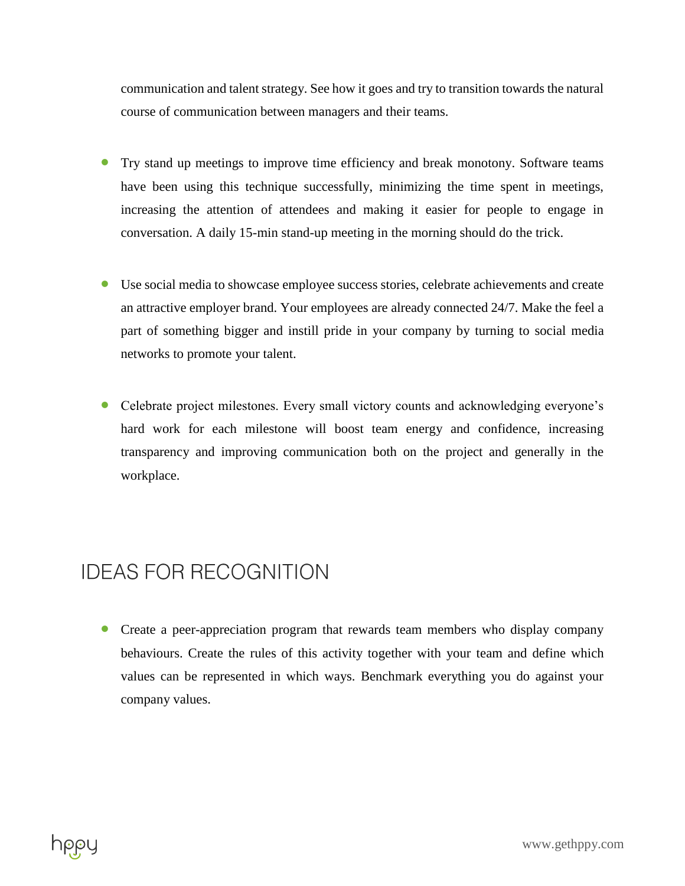communication and talent strategy. See how it goes and try to transition towards the natural course of communication between managers and their teams.

- Try stand up meetings to improve time efficiency and break monotony. Software teams have been using this technique successfully, minimizing the time spent in meetings, increasing the attention of attendees and making it easier for people to engage in conversation. A daily 15-min stand-up meeting in the morning should do the trick.

- Use social media to showcase employee success stories, celebrate achievements and create an attractive employer brand. Your employees are already connected 24/7. Make the feel a part of something bigger and instill pride in your company by turning to social media networks to promote your talent.

- Celebrate project milestones. Every small victory counts and acknowledging everyone's hard work for each milestone will boost team energy and confidence, increasing transparency and improving communication both on the project and generally in the workplace.

## IDEAS FOR RECOGNITION

- Create a peer-appreciation program that rewards team members who display company behaviours. Create the rules of this activity together with your team and define which values can be represented in which ways. Benchmark everything you do against your company values.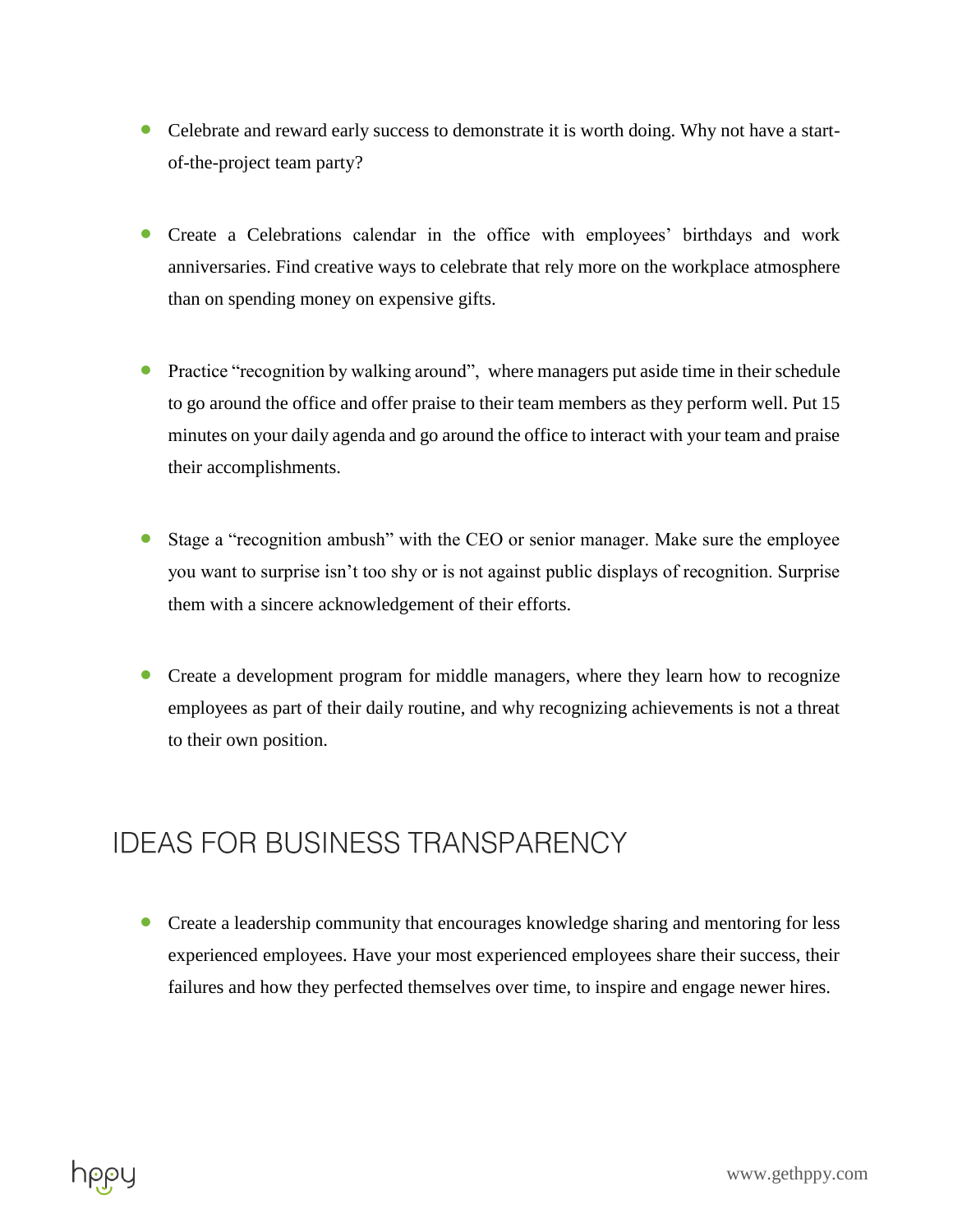- Celebrate and reward early success to demonstrate it is worth doing. Why not have a start-of-the-project team party?

- Create a Celebrations calendar in the office with employees' birthdays and work anniversaries. Find creative ways to celebrate that rely more on the workplace atmosphere than on spending money on expensive gifts.

- Practice "recognition by walking around", where managers put aside time in their schedule to go around the office and offer praise to their team members as they perform well. Put 15 minutes on your daily agenda and go around the office to interact with your team and praise their accomplishments.

- Stage a "recognition ambush" with the CEO or senior manager. Make sure the employee you want to surprise isn't too shy or is not against public displays of recognition. Surprise them with a sincere acknowledgement of their efforts.

- Create a development program for middle managers, where they learn how to recognize employees as part of their daily routine, and why recognizing achievements is not a threat to their own position.

## IDEAS FOR BUSINESS TRANSPARENCY

- Create a leadership community that encourages knowledge sharing and mentoring for less experienced employees. Have your most experienced employees share their success, their failures and how they perfected themselves over time, to inspire and engage newer hires.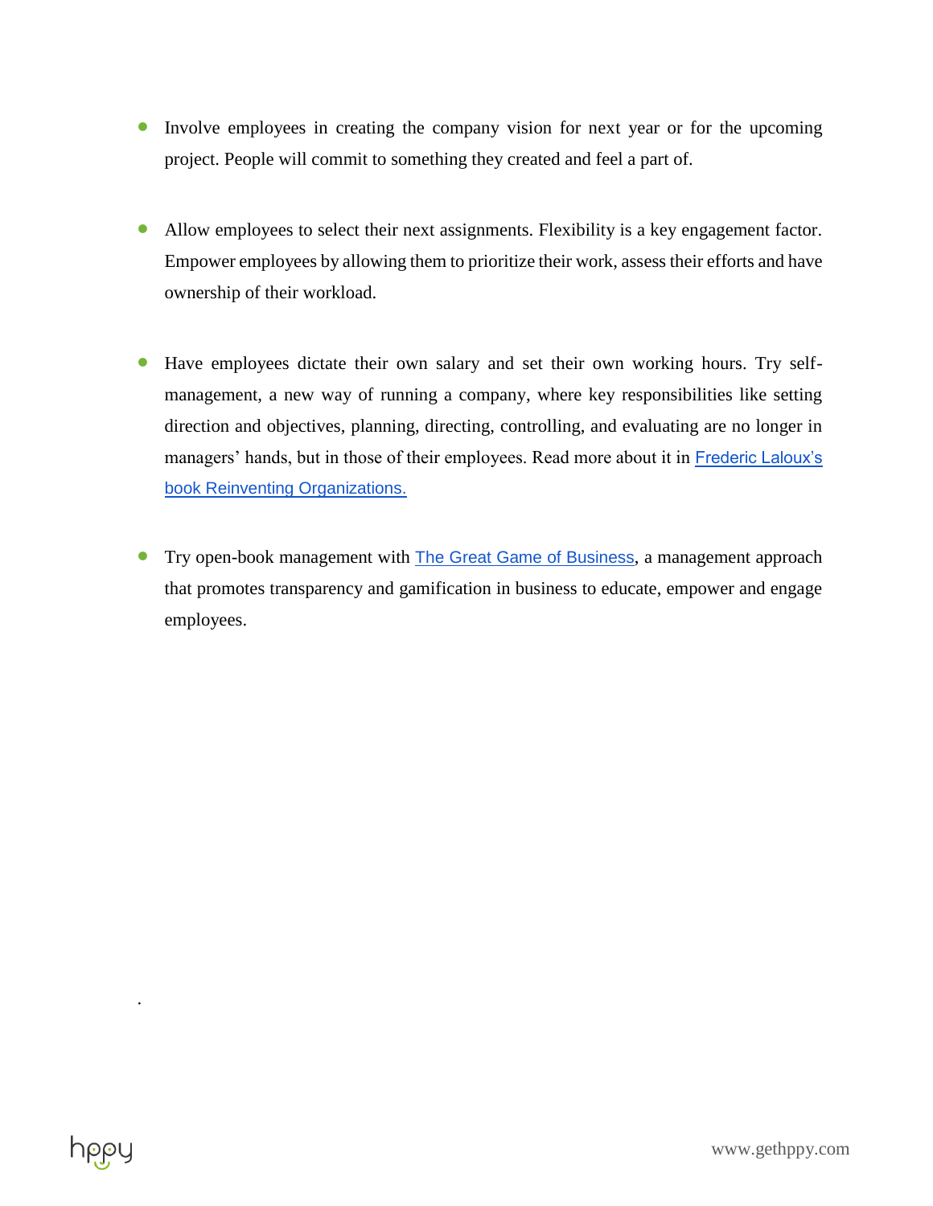- Involve employees in creating the company vision for next year or for the upcoming project. People will commit to something they created and feel a part of.

- Allow employees to select their next assignments. Flexibility is a key engagement factor. Empower employees by allowing them to prioritize their work, assess their efforts and have ownership of their workload.

- Have employees dictate their own salary and set their own working hours. Try self-management, a new way of running a company, where key responsibilities like setting direction and objectives, planning, directing, controlling, and evaluating are no longer in managers' hands, but in those of their employees. Read more about it in Frederic Laloux's book Reinventing Organizations.

- Try open-book management with The Great Game of Business, a management approach that promotes transparency and gamification in business to educate, empower and engage employees.

.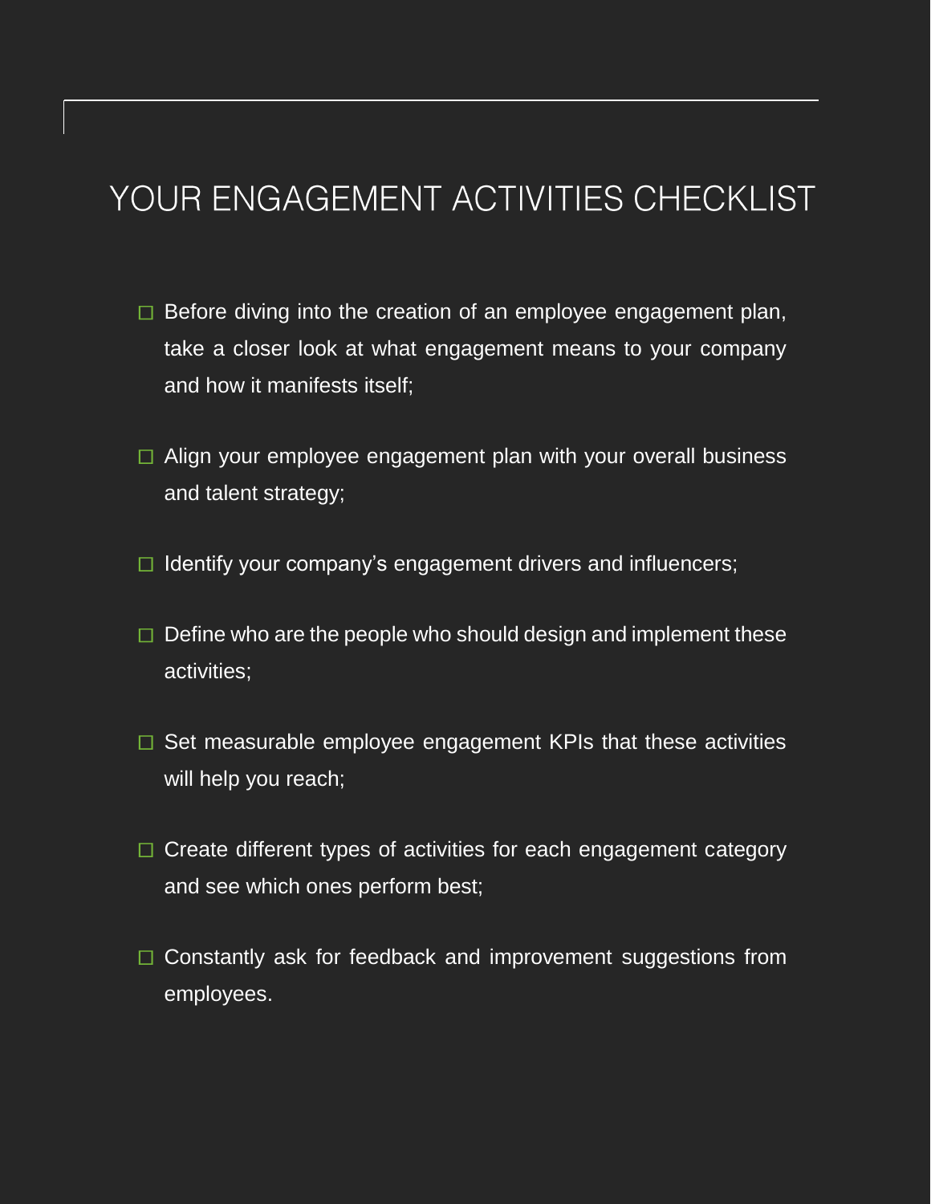# YOUR ENGAGEMENT ACTIVITIES CHECKLIST

- ☐ Before diving into the creation of an employee engagement plan, take a closer look at what engagement means to your company and how it manifests itself;
- ☐ Align your employee engagement plan with your overall business and talent strategy;
- ☐ Identify your company's engagement drivers and influencers;
- ☐ Define who are the people who should design and implement these activities;
- ☐ Set measurable employee engagement KPIs that these activities will help you reach;
- ☐ Create different types of activities for each engagement category and see which ones perform best;
- ☐ Constantly ask for feedback and improvement suggestions from employees.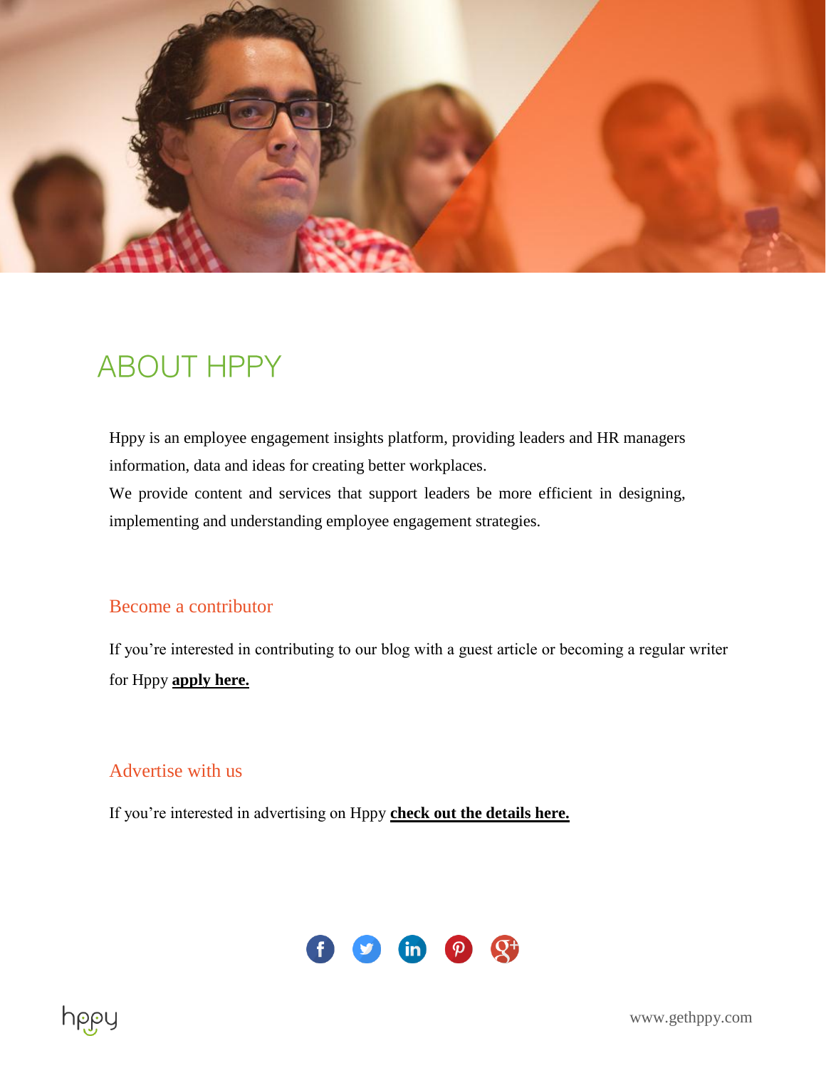# ABOUT HPPY

Hppy is an employee engagement insights platform, providing leaders and HR managers information, data and ideas for creating better workplaces.

We provide content and services that support leaders be more efficient in designing, implementing and understanding employee engagement strategies.

## Become a contributor

If you're interested in contributing to our blog with a guest article or becoming a regular writer for Hppy **apply here.**

## Advertise with us

If you're interested in advertising on Hppy **check out the details here.**

www.gethppy.com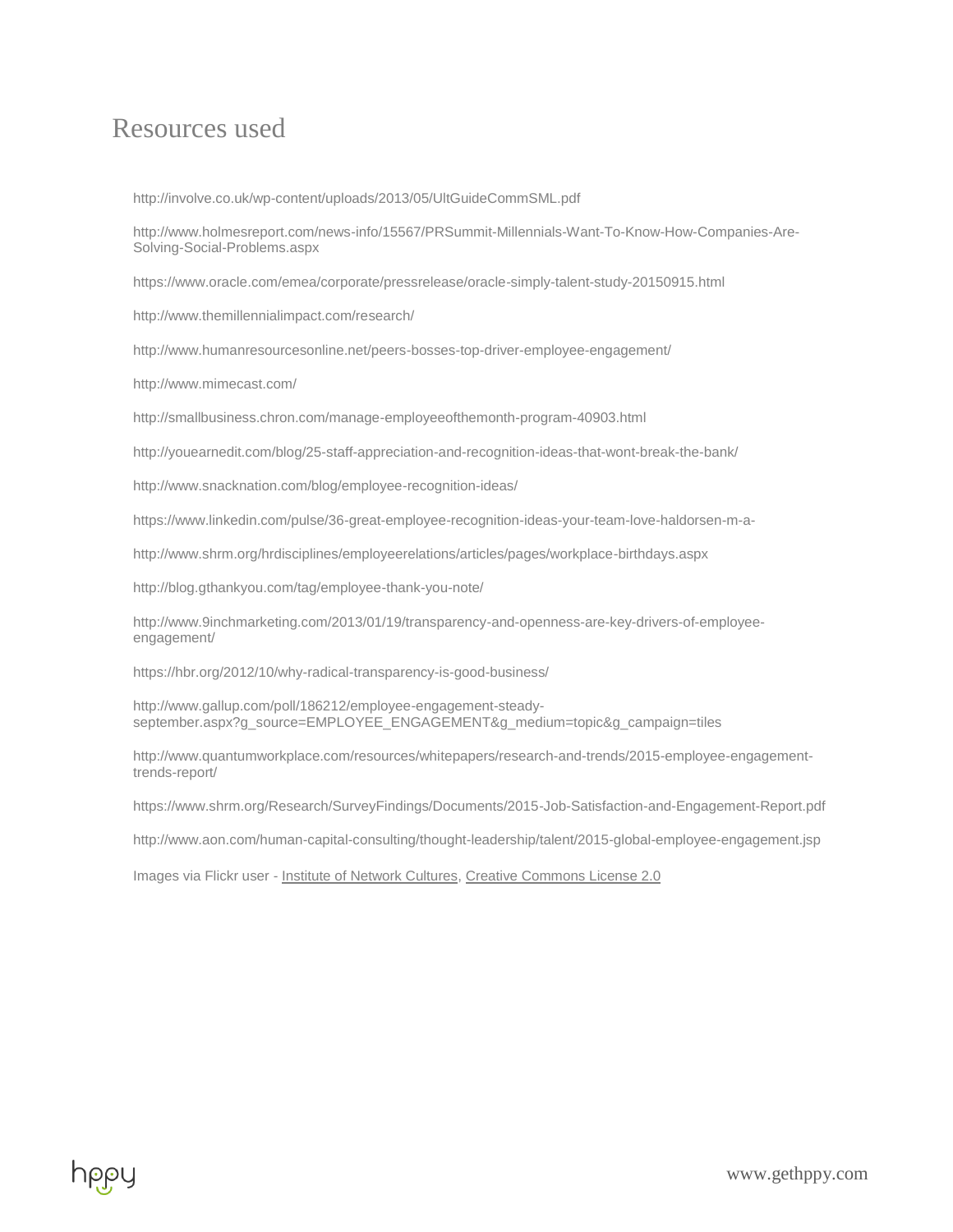# Resources used

http://involve.co.uk/wp-content/uploads/2013/05/UltGuideCommSML.pdf

http://www.holmesreport.com/news-info/15567/PRSummit-Millennials-Want-To-Know-How-Companies-Are-Solving-Social-Problems.aspx

https://www.oracle.com/emea/corporate/pressrelease/oracle-simply-talent-study-20150915.html

http://www.themillennialimpact.com/research/

http://www.humanresourcesonline.net/peers-bosses-top-driver-employee-engagement/

http://www.mimecast.com/

http://smallbusiness.chron.com/manage-employeeofthemonth-program-40903.html

http://youearnedit.com/blog/25-staff-appreciation-and-recognition-ideas-that-wont-break-the-bank/

http://www.snacknation.com/blog/employee-recognition-ideas/

https://www.linkedin.com/pulse/36-great-employee-recognition-ideas-your-team-love-haldorsen-m-a-

http://www.shrm.org/hrdisciplines/employeerelations/articles/pages/workplace-birthdays.aspx

http://blog.gthankyou.com/tag/employee-thank-you-note/

http://www.9inchmarketing.com/2013/01/19/transparency-and-openness-are-key-drivers-of-employee-engagement/

https://hbr.org/2012/10/why-radical-transparency-is-good-business/

http://www.gallup.com/poll/186212/employee-engagement-steady-september.aspx?g_source=EMPLOYEE_ENGAGEMENT&g_medium=topic&g_campaign=tiles

http://www.quantumworkplace.com/resources/whitepapers/research-and-trends/2015-employee-engagement-trends-report/

https://www.shrm.org/Research/SurveyFindings/Documents/2015-Job-Satisfaction-and-Engagement-Report.pdf

http://www.aon.com/human-capital-consulting/thought-leadership/talent/2015-global-employee-engagement.jsp

Images via Flickr user - Institute of Network Cultures, Creative Commons License 2.0